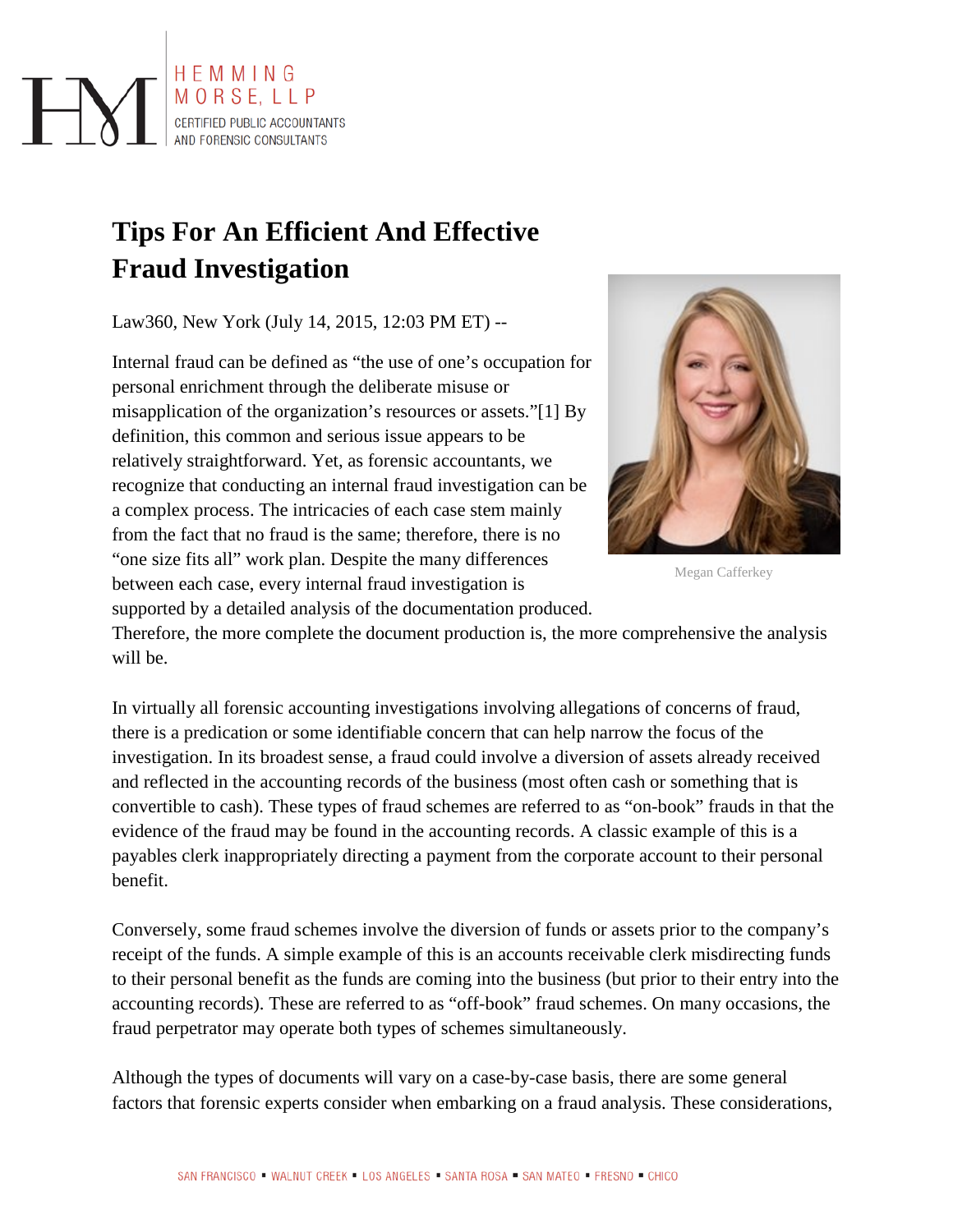# Tips For An Efficient And Effective Fraud Investigation

Law360, New York (July 14, 2015, 12:03 PM ET) --

Megan Cafferkey

Internal fraud can be defined as "the use of one's occupation for personal enrichment through the deliberate misuse or misapplication of the organization's resources or assets."[1] By definition, this common and serious issue appears to be relatively straightforward. Yet, as forensic accountants, we recognize that conducting an internal fraud investigation can be a complex process. The intricacies of each case stem mainly from the fact that no fraud is the same; therefore, there is no "one size fits all" work plan. Despite the many differences between each case, every internal fraud investigation is supported by a detailed analysis of the documentation produced. Therefore, the more complete the document production is, the more comprehensive the analysis will be.

In virtually all forensic accounting investigations involving allegations of concerns of fraud, there is a predication or some identifiable concern that can help narrow the focus of the investigation. In its broadest sense, a fraud could involve a diversion of assets already received and reflected in the accounting records of the business (most often cash or something that is convertible to cash). These types of fraud schemes are referred to as "on-book" frauds in that the evidence of the fraud may be found in the accounting records. A classic example of this is a payables clerk inappropriately directing a payment from the corporate account to their personal benefit.

Conversely, some fraud schemes involve the diversion of funds or assets prior to the company's receipt of the funds. A simple example of this is an accounts receivable clerk misdirecting funds to their personal benefit as the funds are coming into the business (but prior to their entry into the accounting records). These are referred to as "off-book" fraud schemes. On many occasions, the fraud perpetrator may operate both types of schemes simultaneously.

Although the types of documents will vary on a case-by-case basis, there are some general factors that forensic experts consider when embarking on a fraud analysis. These considerations,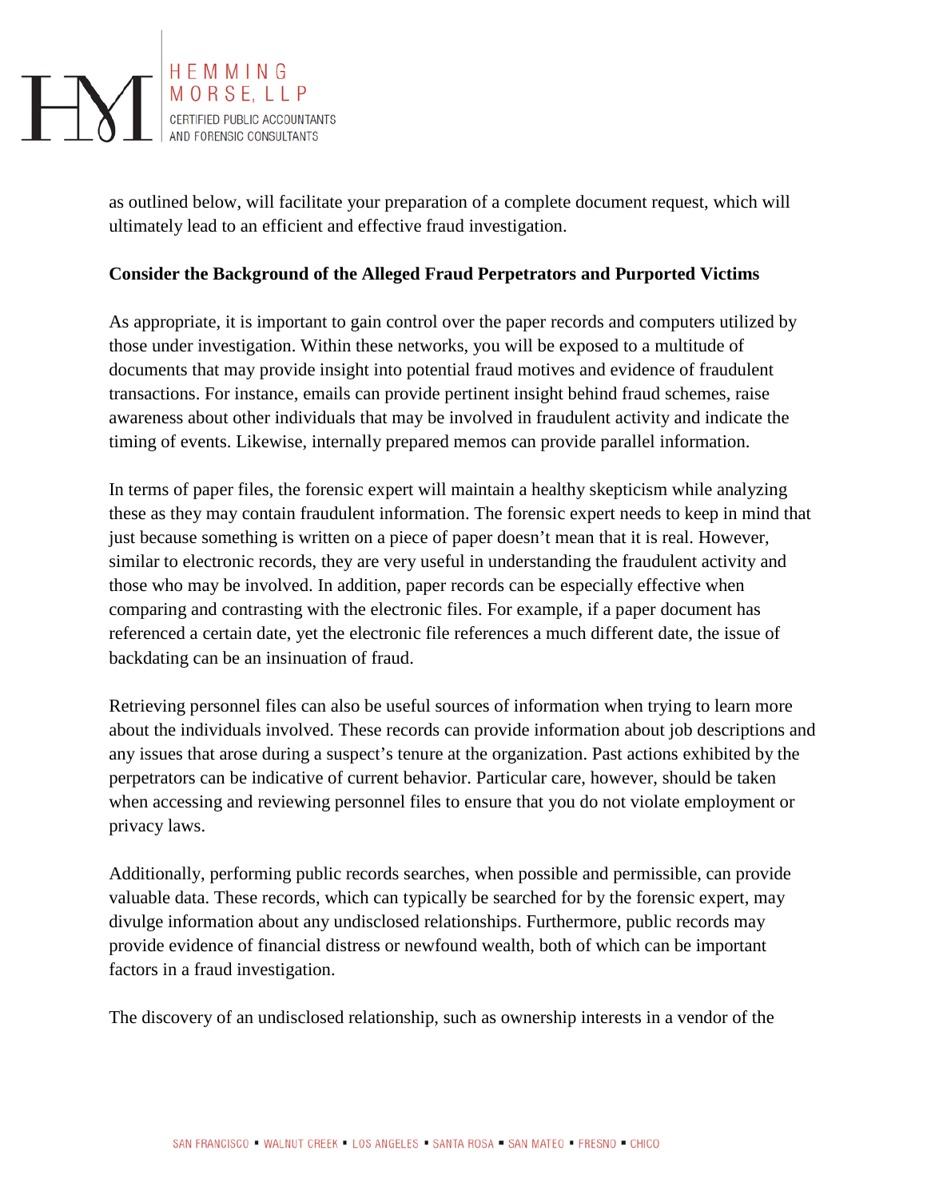as outlined below, will facilitate your preparation of a complete document request, which will ultimately lead to an efficient and effective fraud investigation.

**Consider the Background of the Alleged Fraud Perpetrators and Purported Victims**

As appropriate, it is important to gain control over the paper records and computers utilized by those under investigation. Within these networks, you will be exposed to a multitude of documents that may provide insight into potential fraud motives and evidence of fraudulent transactions. For instance, emails can provide pertinent insight behind fraud schemes, raise awareness about other individuals that may be involved in fraudulent activity and indicate the timing of events. Likewise, internally prepared memos can provide parallel information.

In terms of paper files, the forensic expert will maintain a healthy skepticism while analyzing these as they may contain fraudulent information. The forensic expert needs to keep in mind that just because something is written on a piece of paper doesn't mean that it is real. However, similar to electronic records, they are very useful in understanding the fraudulent activity and those who may be involved. In addition, paper records can be especially effective when comparing and contrasting with the electronic files. For example, if a paper document has referenced a certain date, yet the electronic file references a much different date, the issue of backdating can be an insinuation of fraud.

Retrieving personnel files can also be useful sources of information when trying to learn more about the individuals involved. These records can provide information about job descriptions and any issues that arose during a suspect's tenure at the organization. Past actions exhibited by the perpetrators can be indicative of current behavior. Particular care, however, should be taken when accessing and reviewing personnel files to ensure that you do not violate employment or privacy laws.

Additionally, performing public records searches, when possible and permissible, can provide valuable data. These records, which can typically be searched for by the forensic expert, may divulge information about any undisclosed relationships. Furthermore, public records may provide evidence of financial distress or newfound wealth, both of which can be important factors in a fraud investigation.

The discovery of an undisclosed relationship, such as ownership interests in a vendor of the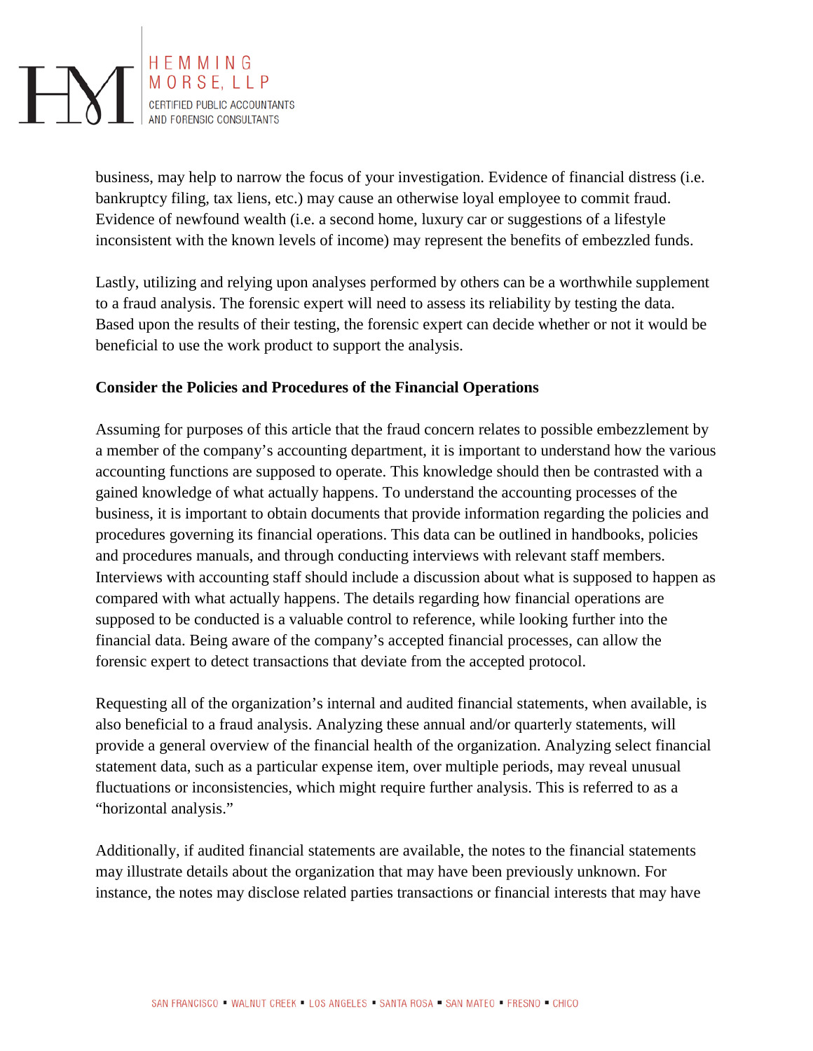business, may help to narrow the focus of your investigation. Evidence of financial distress (i.e. bankruptcy filing, tax liens, etc.) may cause an otherwise loyal employee to commit fraud. Evidence of newfound wealth (i.e. a second home, luxury car or suggestions of a lifestyle inconsistent with the known levels of income) may represent the benefits of embezzled funds.

Lastly, utilizing and relying upon analyses performed by others can be a worthwhile supplement to a fraud analysis. The forensic expert will need to assess its reliability by testing the data. Based upon the results of their testing, the forensic expert can decide whether or not it would be beneficial to use the work product to support the analysis.

**Consider the Policies and Procedures of the Financial Operations**

Assuming for purposes of this article that the fraud concern relates to possible embezzlement by a member of the company's accounting department, it is important to understand how the various accounting functions are supposed to operate. This knowledge should then be contrasted with a gained knowledge of what actually happens. To understand the accounting processes of the business, it is important to obtain documents that provide information regarding the policies and procedures governing its financial operations. This data can be outlined in handbooks, policies and procedures manuals, and through conducting interviews with relevant staff members. Interviews with accounting staff should include a discussion about what is supposed to happen as compared with what actually happens. The details regarding how financial operations are supposed to be conducted is a valuable control to reference, while looking further into the financial data. Being aware of the company's accepted financial processes, can allow the forensic expert to detect transactions that deviate from the accepted protocol.

Requesting all of the organization's internal and audited financial statements, when available, is also beneficial to a fraud analysis. Analyzing these annual and/or quarterly statements, will provide a general overview of the financial health of the organization. Analyzing select financial statement data, such as a particular expense item, over multiple periods, may reveal unusual fluctuations or inconsistencies, which might require further analysis. This is referred to as a "horizontal analysis."

Additionally, if audited financial statements are available, the notes to the financial statements may illustrate details about the organization that may have been previously unknown. For instance, the notes may disclose related parties transactions or financial interests that may have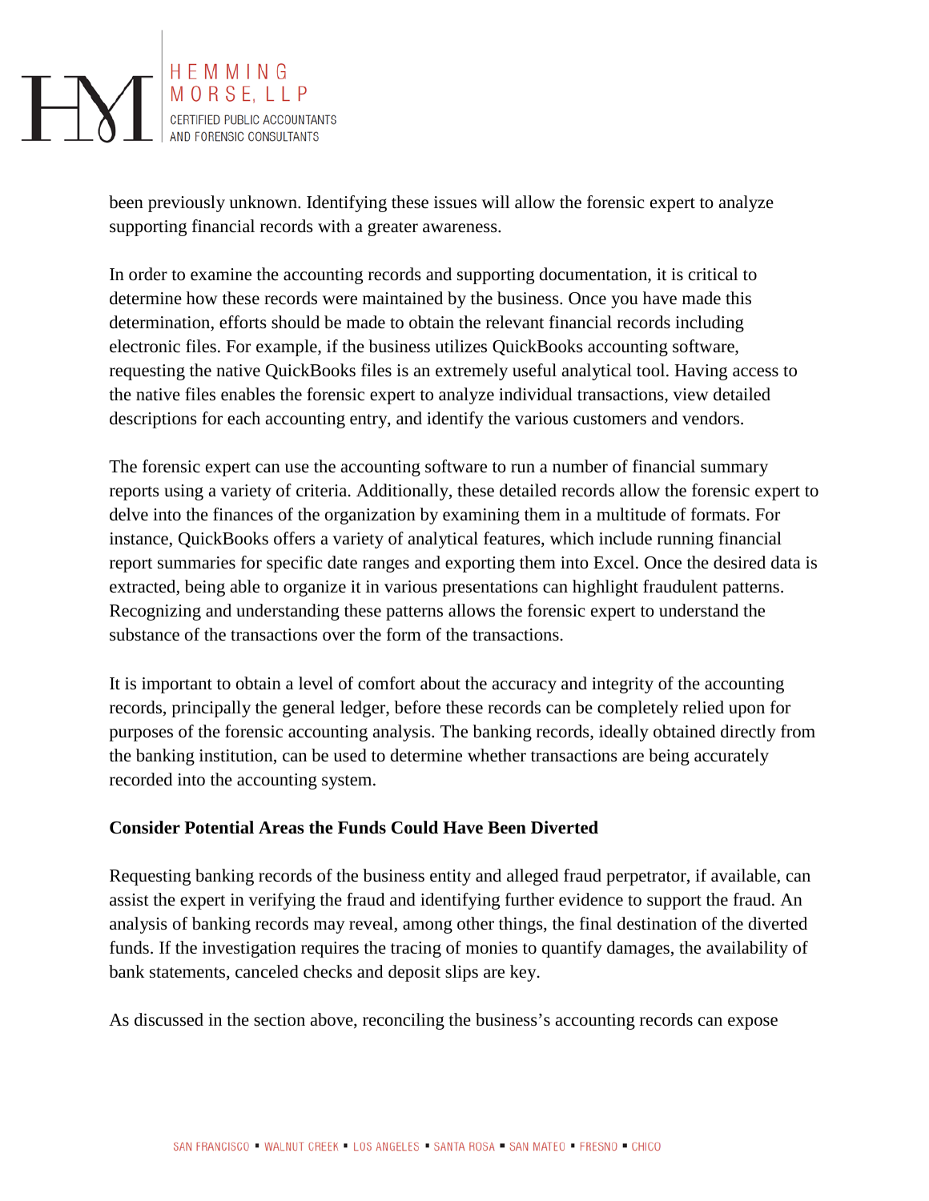been previously unknown. Identifying these issues will allow the forensic expert to analyze supporting financial records with a greater awareness.

In order to examine the accounting records and supporting documentation, it is critical to determine how these records were maintained by the business. Once you have made this determination, efforts should be made to obtain the relevant financial records including electronic files. For example, if the business utilizes QuickBooks accounting software, requesting the native QuickBooks files is an extremely useful analytical tool. Having access to the native files enables the forensic expert to analyze individual transactions, view detailed descriptions for each accounting entry, and identify the various customers and vendors.

The forensic expert can use the accounting software to run a number of financial summary reports using a variety of criteria. Additionally, these detailed records allow the forensic expert to delve into the finances of the organization by examining them in a multitude of formats. For instance, QuickBooks offers a variety of analytical features, which include running financial report summaries for specific date ranges and exporting them into Excel. Once the desired data is extracted, being able to organize it in various presentations can highlight fraudulent patterns. Recognizing and understanding these patterns allows the forensic expert to understand the substance of the transactions over the form of the transactions.

It is important to obtain a level of comfort about the accuracy and integrity of the accounting records, principally the general ledger, before these records can be completely relied upon for purposes of the forensic accounting analysis. The banking records, ideally obtained directly from the banking institution, can be used to determine whether transactions are being accurately recorded into the accounting system.

**Consider Potential Areas the Funds Could Have Been Diverted**

Requesting banking records of the business entity and alleged fraud perpetrator, if available, can assist the expert in verifying the fraud and identifying further evidence to support the fraud. An analysis of banking records may reveal, among other things, the final destination of the diverted funds. If the investigation requires the tracing of monies to quantify damages, the availability of bank statements, canceled checks and deposit slips are key.

As discussed in the section above, reconciling the business's accounting records can expose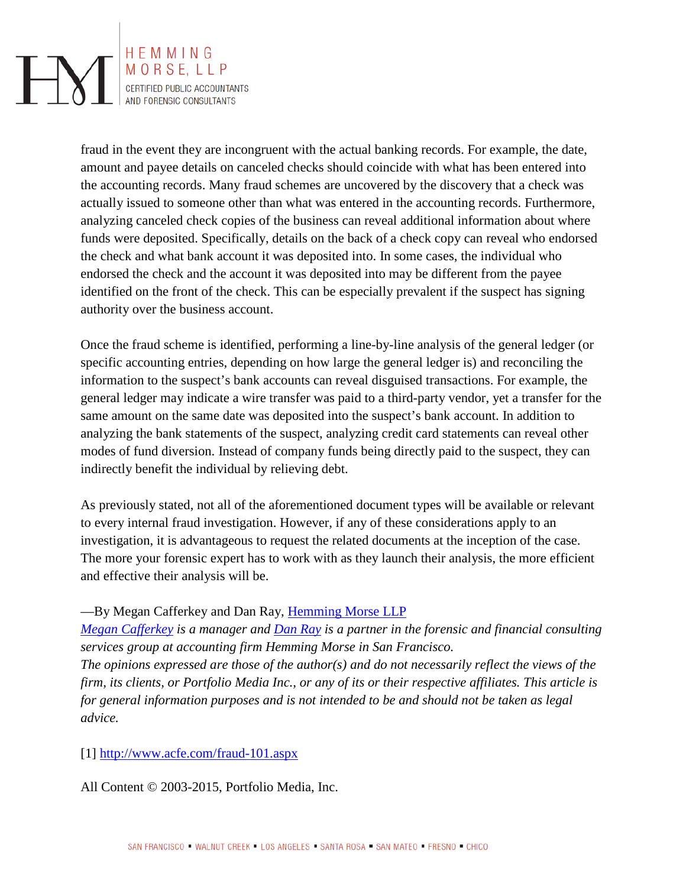fraud in the event they are incongruent with the actual banking records. For example, the date, amount and payee details on canceled checks should coincide with what has been entered into the accounting records. Many fraud schemes are uncovered by the discovery that a check was actually issued to someone other than what was entered in the accounting records. Furthermore, analyzing canceled check copies of the business can reveal additional information about where funds were deposited. Specifically, details on the back of a check copy can reveal who endorsed the check and what bank account it was deposited into. In some cases, the individual who endorsed the check and the account it was deposited into may be different from the payee identified on the front of the check. This can be especially prevalent if the suspect has signing authority over the business account.

Once the fraud scheme is identified, performing a line-by-line analysis of the general ledger (or specific accounting entries, depending on how large the general ledger is) and reconciling the information to the suspect's bank accounts can reveal disguised transactions. For example, the general ledger may indicate a wire transfer was paid to a third-party vendor, yet a transfer for the same amount on the same date was deposited into the suspect's bank account. In addition to analyzing the bank statements of the suspect, analyzing credit card statements can reveal other modes of fund diversion. Instead of company funds being directly paid to the suspect, they can indirectly benefit the individual by relieving debt.

As previously stated, not all of the aforementioned document types will be available or relevant to every internal fraud investigation. However, if any of these considerations apply to an investigation, it is advantageous to request the related documents at the inception of the case. The more your forensic expert has to work with as they launch their analysis, the more efficient and effective their analysis will be.

—By Megan Cafferkey and Dan Ray, Hemming Morse LLP

*Megan Cafferkey is a manager and Dan Ray is a partner in the forensic and financial consulting services group at accounting firm Hemming Morse in San Francisco.*

*The opinions expressed are those of the author(s) and do not necessarily reflect the views of the firm, its clients, or Portfolio Media Inc., or any of its or their respective affiliates. This article is for general information purposes and is not intended to be and should not be taken as legal advice.*

[1] http://www.acfe.com/fraud-101.aspx

All Content © 2003-2015, Portfolio Media, Inc.